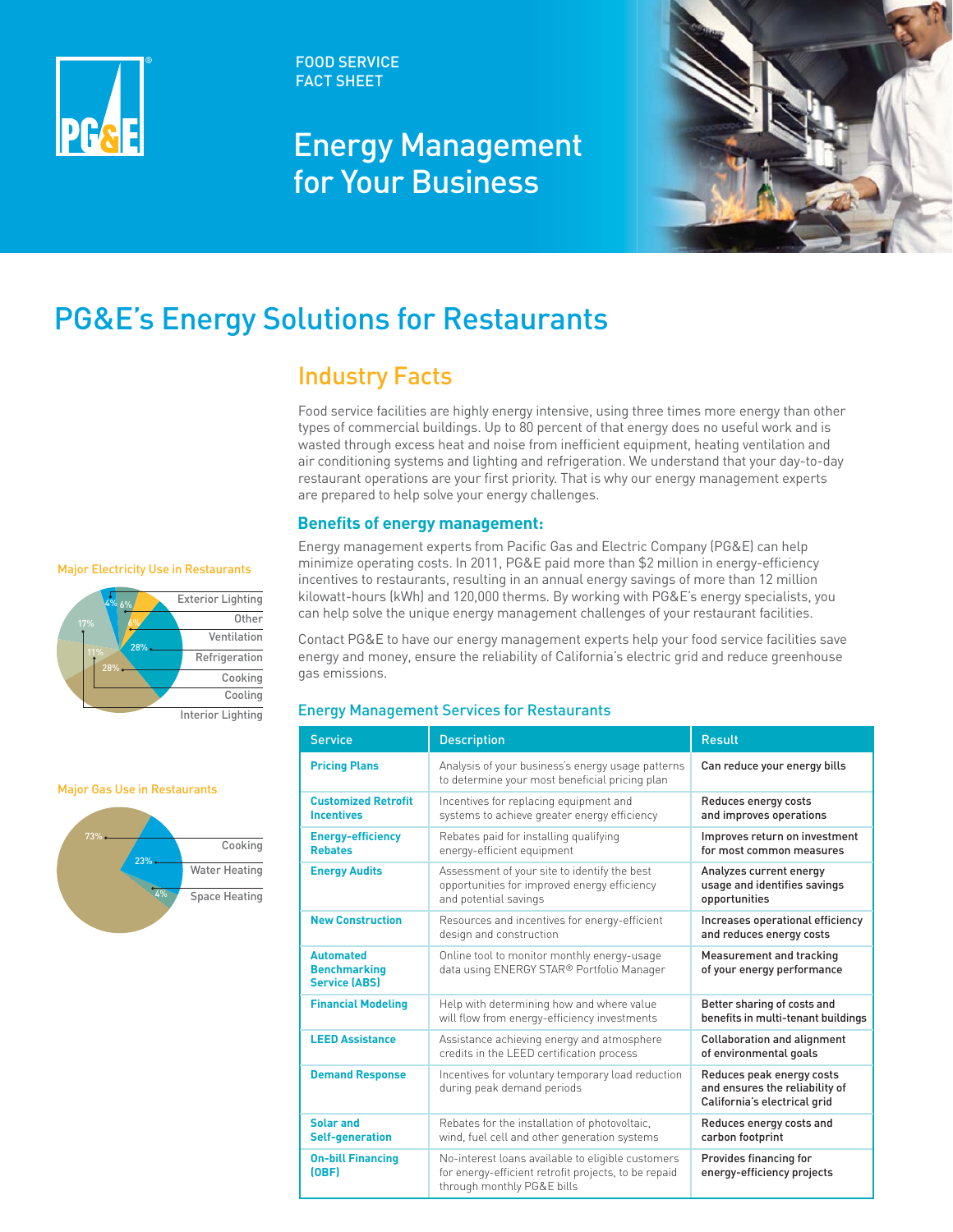FOOD SERVICE
FACT SHEET

# Energy Management for Your Business

## PG&E's Energy Solutions for Restaurants

### Industry Facts

Food service facilities are highly energy intensive, using three times more energy than other types of commercial buildings. Up to 80 percent of that energy does no useful work and is wasted through excess heat and noise from inefficient equipment, heating ventilation and air conditioning systems and lighting and refrigeration. We understand that your day-to-day restaurant operations are your first priority. That is why our energy management experts are prepared to help solve your energy challenges.

#### Benefits of energy management:

Energy management experts from Pacific Gas and Electric Company (PG&E) can help minimize operating costs. In 2011, PG&E paid more than $2 million in energy-efficiency incentives to restaurants, resulting in an annual energy savings of more than 12 million kilowatt-hours (kWh) and 120,000 therms. By working with PG&E's energy specialists, you can help solve the unique energy management challenges of your restaurant facilities.

Contact PG&E to have our energy management experts help your food service facilities save energy and money, ensure the reliability of California's electric grid and reduce greenhouse gas emissions.

**Major Electricity Use in Restaurants**

- Exterior Lighting: 4%
- Other: 6%
- Ventilation: 4%
- Refrigeration: 28%
- Cooking: 28%
- Cooling: 11%
- Interior Lighting: 17%

**Major Gas Use in Restaurants**

- Cooking: 73%
- Water Heating: 23%
- Space Heating: 4%

### Energy Management Services for Restaurants

| Service | Description | Result |
|---|---|---|
| **Pricing Plans** | Analysis of your business's energy usage patterns to determine your most beneficial pricing plan | Can reduce your energy bills |
| **Customized Retrofit Incentives** | Incentives for replacing equipment and systems to achieve greater energy efficiency | Reduces energy costs and improves operations |
| **Energy-efficiency Rebates** | Rebates paid for installing qualifying energy-efficient equipment | Improves return on investment for most common measures |
| **Energy Audits** | Assessment of your site to identify the best opportunities for improved energy efficiency and potential savings | Analyzes current energy usage and identifies savings opportunities |
| **New Construction** | Resources and incentives for energy-efficient design and construction | Increases operational efficiency and reduces energy costs |
| **Automated Benchmarking Service (ABS)** | Online tool to monitor monthly energy-usage data using ENERGY STAR® Portfolio Manager | Measurement and tracking of your energy performance |
| **Financial Modeling** | Help with determining how and where value will flow from energy-efficiency investments | Better sharing of costs and benefits in multi-tenant buildings |
| **LEED Assistance** | Assistance achieving energy and atmosphere credits in the LEED certification process | Collaboration and alignment of environmental goals |
| **Demand Response** | Incentives for voluntary temporary load reduction during peak demand periods | Reduces peak energy costs and ensures the reliability of California's electrical grid |
| **Solar and Self-generation** | Rebates for the installation of photovoltaic, wind, fuel cell and other generation systems | Reduces energy costs and carbon footprint |
| **On-bill Financing (OBF)** | No-interest loans available to eligible customers for energy-efficient retrofit projects, to be repaid through monthly PG&E bills | Provides financing for energy-efficiency projects |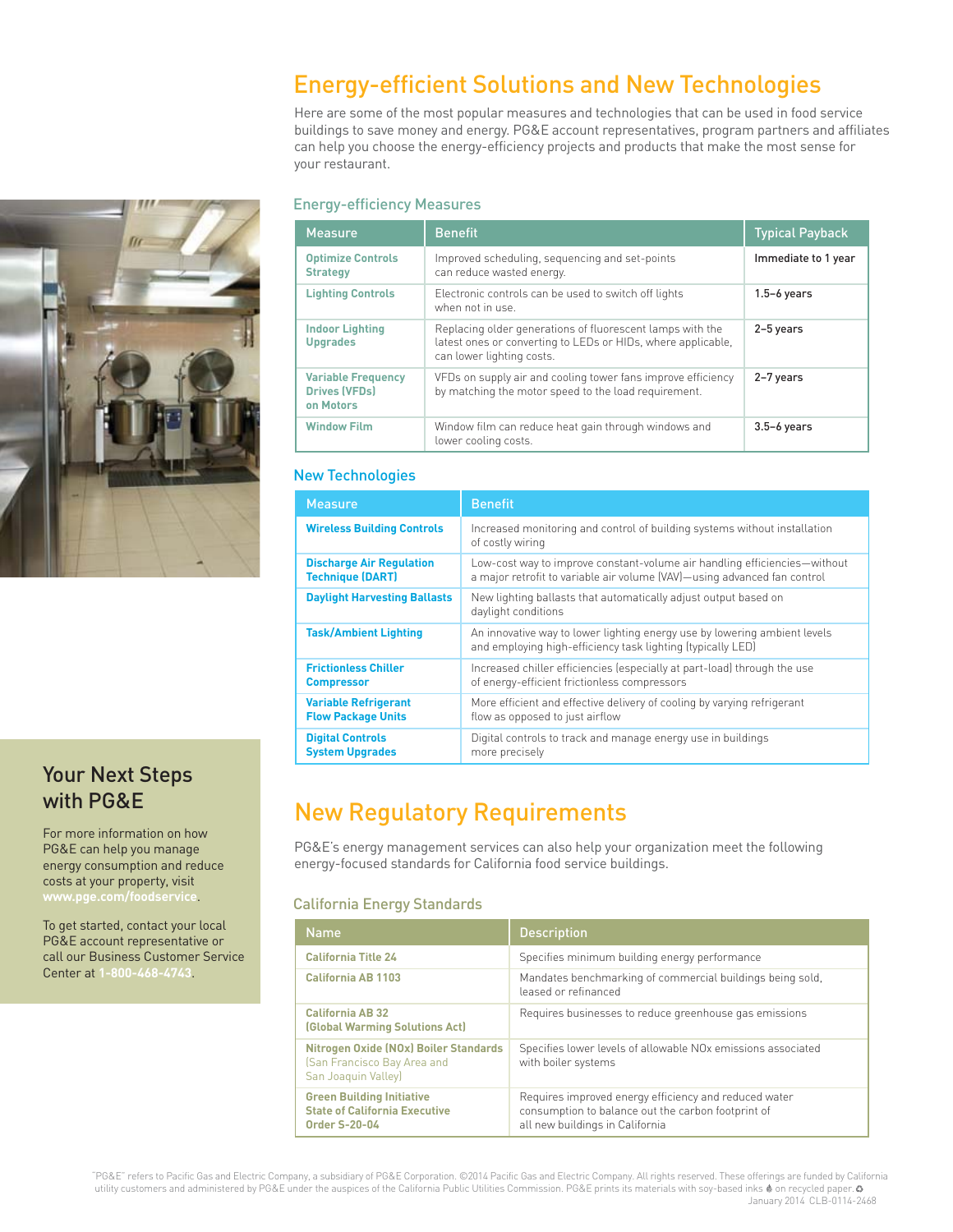# Energy-efficient Solutions and New Technologies

Here are some of the most popular measures and technologies that can be used in food service buildings to save money and energy. PG&E account representatives, program partners and affiliates can help you choose the energy-efficiency projects and products that make the most sense for your restaurant.

### Energy-efficiency Measures

| Measure | Benefit | Typical Payback |
|---|---|---|
| Optimize Controls Strategy | Improved scheduling, sequencing and set-points can reduce wasted energy. | Immediate to 1 year |
| Lighting Controls | Electronic controls can be used to switch off lights when not in use. | 1.5–6 years |
| Indoor Lighting Upgrades | Replacing older generations of fluorescent lamps with the latest ones or converting to LEDs or HIDs, where applicable, can lower lighting costs. | 2–5 years |
| Variable Frequency Drives (VFDs) on Motors | VFDs on supply air and cooling tower fans improve efficiency by matching the motor speed to the load requirement. | 2–7 years |
| Window Film | Window film can reduce heat gain through windows and lower cooling costs. | 3.5–6 years |

### New Technologies

| Measure | Benefit |
|---|---|
| Wireless Building Controls | Increased monitoring and control of building systems without installation of costly wiring |
| Discharge Air Regulation Technique (DART) | Low-cost way to improve constant-volume air handling efficiencies—without a major retrofit to variable air volume (VAV)—using advanced fan control |
| Daylight Harvesting Ballasts | New lighting ballasts that automatically adjust output based on daylight conditions |
| Task/Ambient Lighting | An innovative way to lower lighting energy use by lowering ambient levels and employing high-efficiency task lighting (typically LED) |
| Frictionless Chiller Compressor | Increased chiller efficiencies (especially at part-load) through the use of energy-efficient frictionless compressors |
| Variable Refrigerant Flow Package Units | More efficient and effective delivery of cooling by varying refrigerant flow as opposed to just airflow |
| Digital Controls System Upgrades | Digital controls to track and manage energy use in buildings more precisely |

## Your Next Steps with PG&E

For more information on how PG&E can help you manage energy consumption and reduce costs at your property, visit **www.pge.com/foodservice**.

To get started, contact your local PG&E account representative or call our Business Customer Service Center at **1-800-468-4743**.

# New Regulatory Requirements

PG&E's energy management services can also help your organization meet the following energy-focused standards for California food service buildings.

### California Energy Standards

| Name | Description |
|---|---|
| California Title 24 | Specifies minimum building energy performance |
| California AB 1103 | Mandates benchmarking of commercial buildings being sold, leased or refinanced |
| California AB 32 (Global Warming Solutions Act) | Requires businesses to reduce greenhouse gas emissions |
| Nitrogen Oxide (NOx) Boiler Standards (San Francisco Bay Area and San Joaquin Valley) | Specifies lower levels of allowable NOx emissions associated with boiler systems |
| Green Building Initiative State of California Executive Order S-20-04 | Requires improved energy efficiency and reduced water consumption to balance out the carbon footprint of all new buildings in California |

"PG&E" refers to Pacific Gas and Electric Company, a subsidiary of PG&E Corporation. ©2014 Pacific Gas and Electric Company. All rights reserved. These offerings are funded by California utility customers and administered by PG&E under the auspices of the California Public Utilities Commission. PG&E prints its materials with soy-based inks on recycled paper.
January 2014 CLB-0114-2468